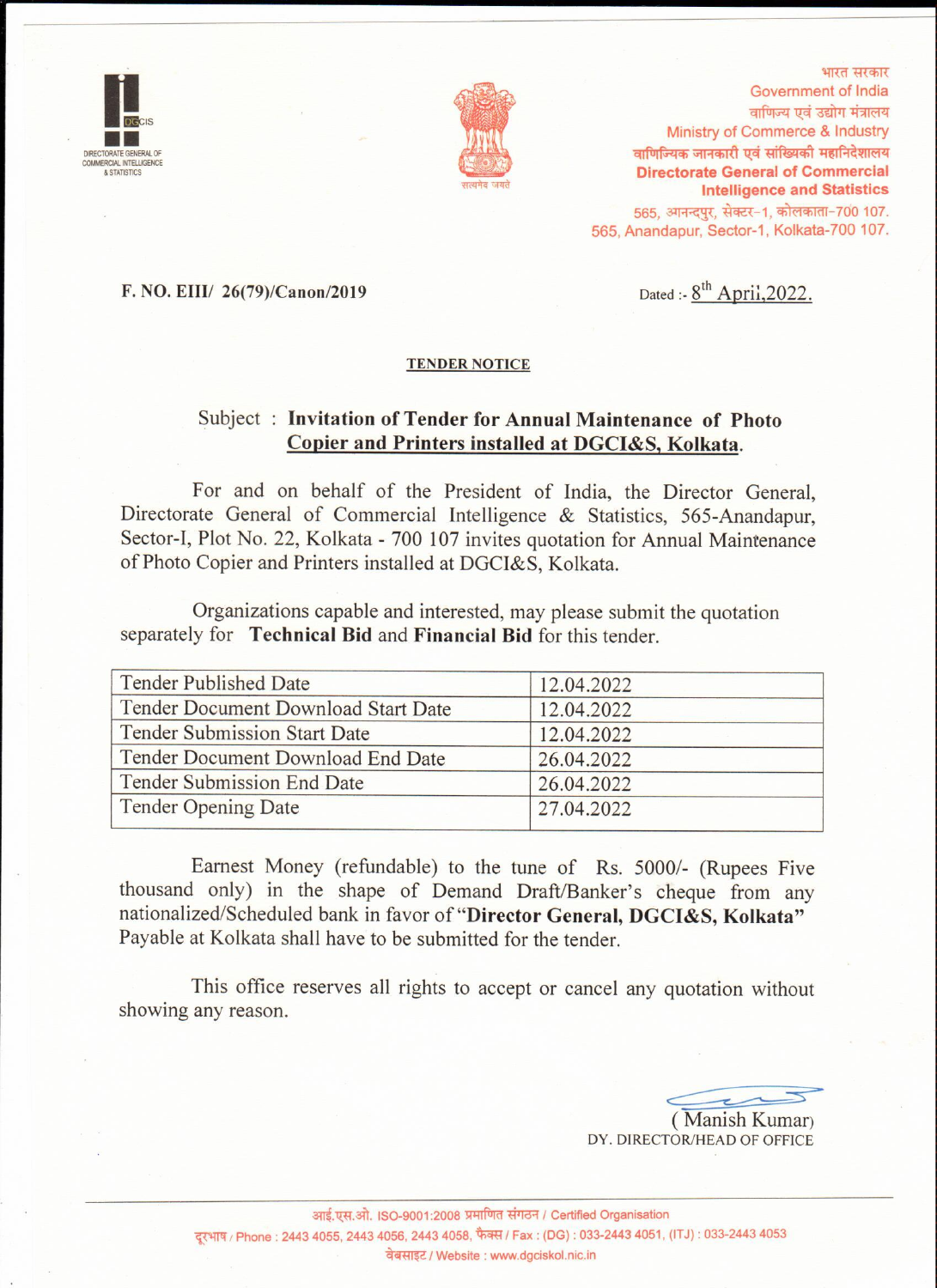भारत सरकार
Government of India
वाणिज्य एवं उद्योग मंत्रालय
Ministry of Commerce & Industry
वाणिज्यिक जानकारी एवं सांख्यिकी महानिदेशालय
**Directorate General of Commercial Intelligence and Statistics**
565, आनन्दपुर, सेक्टर-1, कोलकाता-700 107.
565, Anandapur, Sector-1, Kolkata-700 107.

DIRECTORATE GENERAL OF COMMERCIAL INTELLIGENCE & STATISTICS

सत्यमेव जयते

**F. NO. EIII/ 26(79)/Canon/2019**

Dated :- 8th April,2022.

## TENDER NOTICE

Subject : **Invitation of Tender for Annual Maintenance of Photo Copier and Printers installed at DGCI&S, Kolkata.**

For and on behalf of the President of India, the Director General, Directorate General of Commercial Intelligence & Statistics, 565-Anandapur, Sector-I, Plot No. 22, Kolkata - 700 107 invites quotation for Annual Maintenance of Photo Copier and Printers installed at DGCI&S, Kolkata.

Organizations capable and interested, may please submit the quotation separately for **Technical Bid** and **Financial Bid** for this tender.

| Tender Published Date | 12.04.2022 |
|---|---|
| Tender Document Download Start Date | 12.04.2022 |
| Tender Submission Start Date | 12.04.2022 |
| Tender Document Download End Date | 26.04.2022 |
| Tender Submission End Date | 26.04.2022 |
| Tender Opening Date | 27.04.2022 |

Earnest Money (refundable) to the tune of Rs. 5000/- (Rupees Five thousand only) in the shape of Demand Draft/Banker's cheque from any nationalized/Scheduled bank in favor of "**Director General, DGCI&S, Kolkata**" Payable at Kolkata shall have to be submitted for the tender.

This office reserves all rights to accept or cancel any quotation without showing any reason.

( Manish Kumar)
DY. DIRECTOR/HEAD OF OFFICE

आई.एस.ओ. ISO-9001:2008 प्रमाणित संगठन / Certified Organisation
दूरभाष / Phone : 2443 4055, 2443 4056, 2443 4058, फैक्स / Fax : (DG) : 033-2443 4051, (ITJ) : 033-2443 4053
वेबसाइट / Website : www.dgciskol.nic.in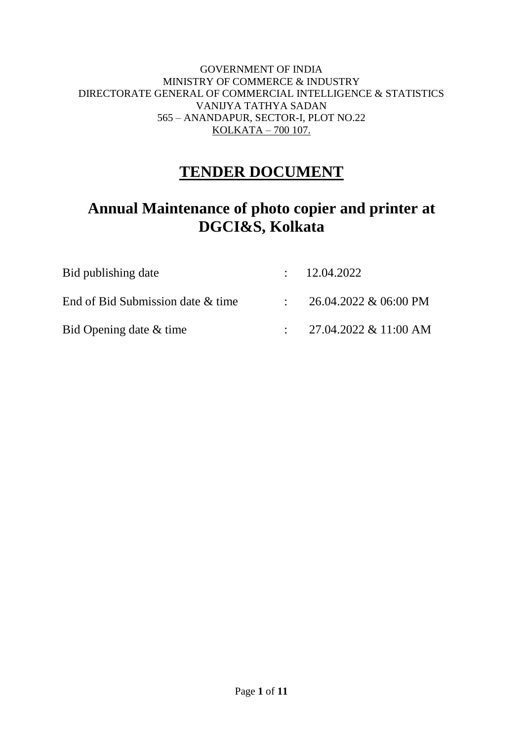GOVERNMENT OF INDIA
MINISTRY OF COMMERCE & INDUSTRY
DIRECTORATE GENERAL OF COMMERCIAL INTELLIGENCE & STATISTICS
VANIJYA TATHYA SADAN
565 – ANANDAPUR, SECTOR-I, PLOT NO.22
KOLKATA – 700 107.

# TENDER DOCUMENT

## Annual Maintenance of photo copier and printer at DGCI&S, Kolkata

| | | |
|---|---|---|
| Bid publishing date | : | 12.04.2022 |
| End of Bid Submission date & time | : | 26.04.2022 & 06:00 PM |
| Bid Opening date & time | : | 27.04.2022 & 11:00 AM |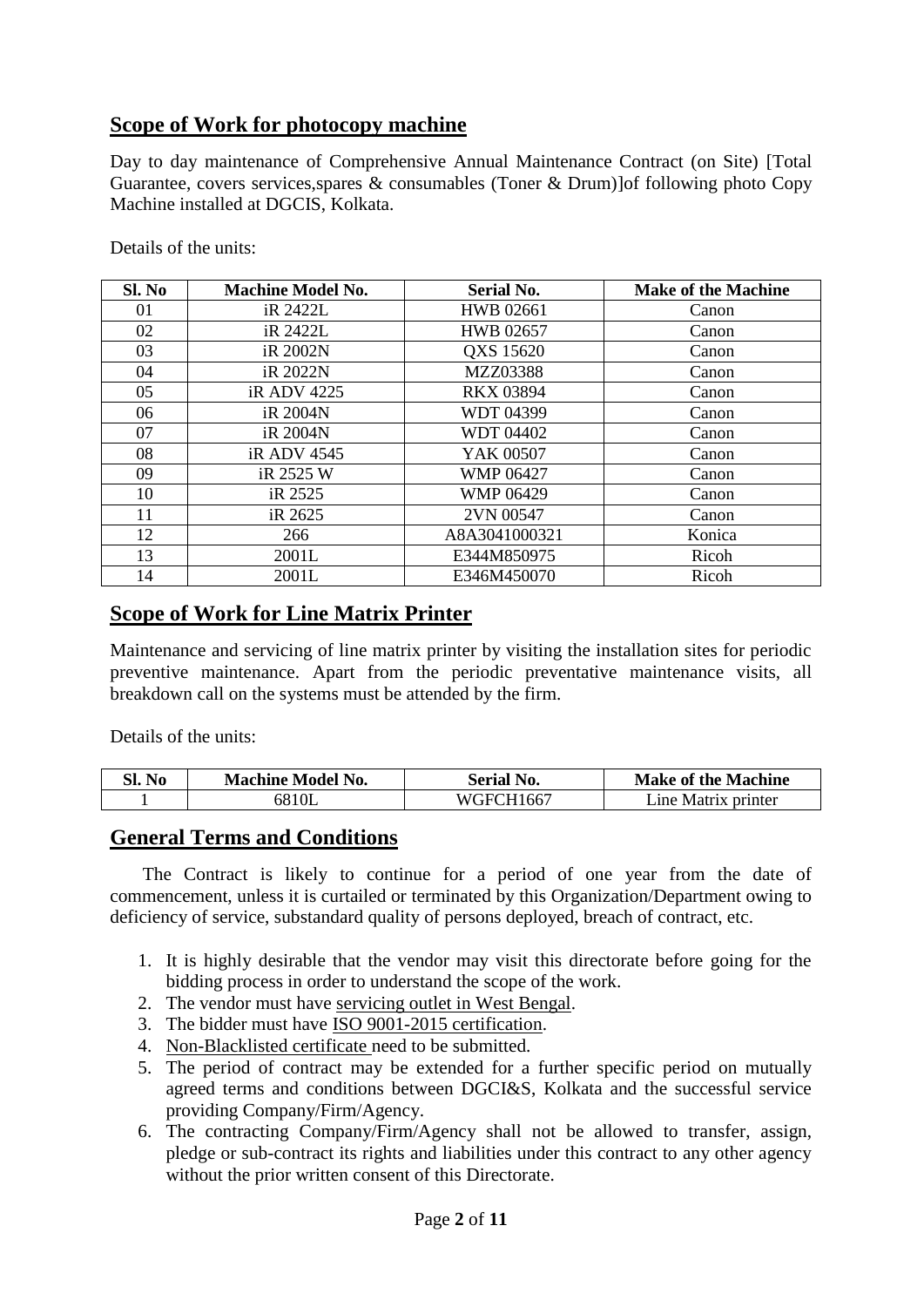## Scope of Work for photocopy machine

Day to day maintenance of Comprehensive Annual Maintenance Contract (on Site) [Total Guarantee, covers services,spares & consumables (Toner & Drum)]of following photo Copy Machine installed at DGCIS, Kolkata.

Details of the units:

| Sl. No | Machine Model No. | Serial No. | Make of the Machine |
|---|---|---|---|
| 01 | iR 2422L | HWB 02661 | Canon |
| 02 | iR 2422L | HWB 02657 | Canon |
| 03 | iR 2002N | QXS 15620 | Canon |
| 04 | iR 2022N | MZZ03388 | Canon |
| 05 | iR ADV 4225 | RKX 03894 | Canon |
| 06 | iR 2004N | WDT 04399 | Canon |
| 07 | iR 2004N | WDT 04402 | Canon |
| 08 | iR ADV 4545 | YAK 00507 | Canon |
| 09 | iR 2525 W | WMP 06427 | Canon |
| 10 | iR 2525 | WMP 06429 | Canon |
| 11 | iR 2625 | 2VN 00547 | Canon |
| 12 | 266 | A8A3041000321 | Konica |
| 13 | 2001L | E344M850975 | Ricoh |
| 14 | 2001L | E346M450070 | Ricoh |

## Scope of Work for Line Matrix Printer

Maintenance and servicing of line matrix printer by visiting the installation sites for periodic preventive maintenance. Apart from the periodic preventative maintenance visits, all breakdown call on the systems must be attended by the firm.

Details of the units:

| Sl. No | Machine Model No. | Serial No. | Make of the Machine |
|---|---|---|---|
| 1 | 6810L | WGFCH1667 | Line Matrix printer |

## General Terms and Conditions

The Contract is likely to continue for a period of one year from the date of commencement, unless it is curtailed or terminated by this Organization/Department owing to deficiency of service, substandard quality of persons deployed, breach of contract, etc.

1. It is highly desirable that the vendor may visit this directorate before going for the bidding process in order to understand the scope of the work.
2. The vendor must have servicing outlet in West Bengal.
3. The bidder must have ISO 9001-2015 certification.
4. Non-Blacklisted certificate need to be submitted.
5. The period of contract may be extended for a further specific period on mutually agreed terms and conditions between DGCI&S, Kolkata and the successful service providing Company/Firm/Agency.
6. The contracting Company/Firm/Agency shall not be allowed to transfer, assign, pledge or sub-contract its rights and liabilities under this contract to any other agency without the prior written consent of this Directorate.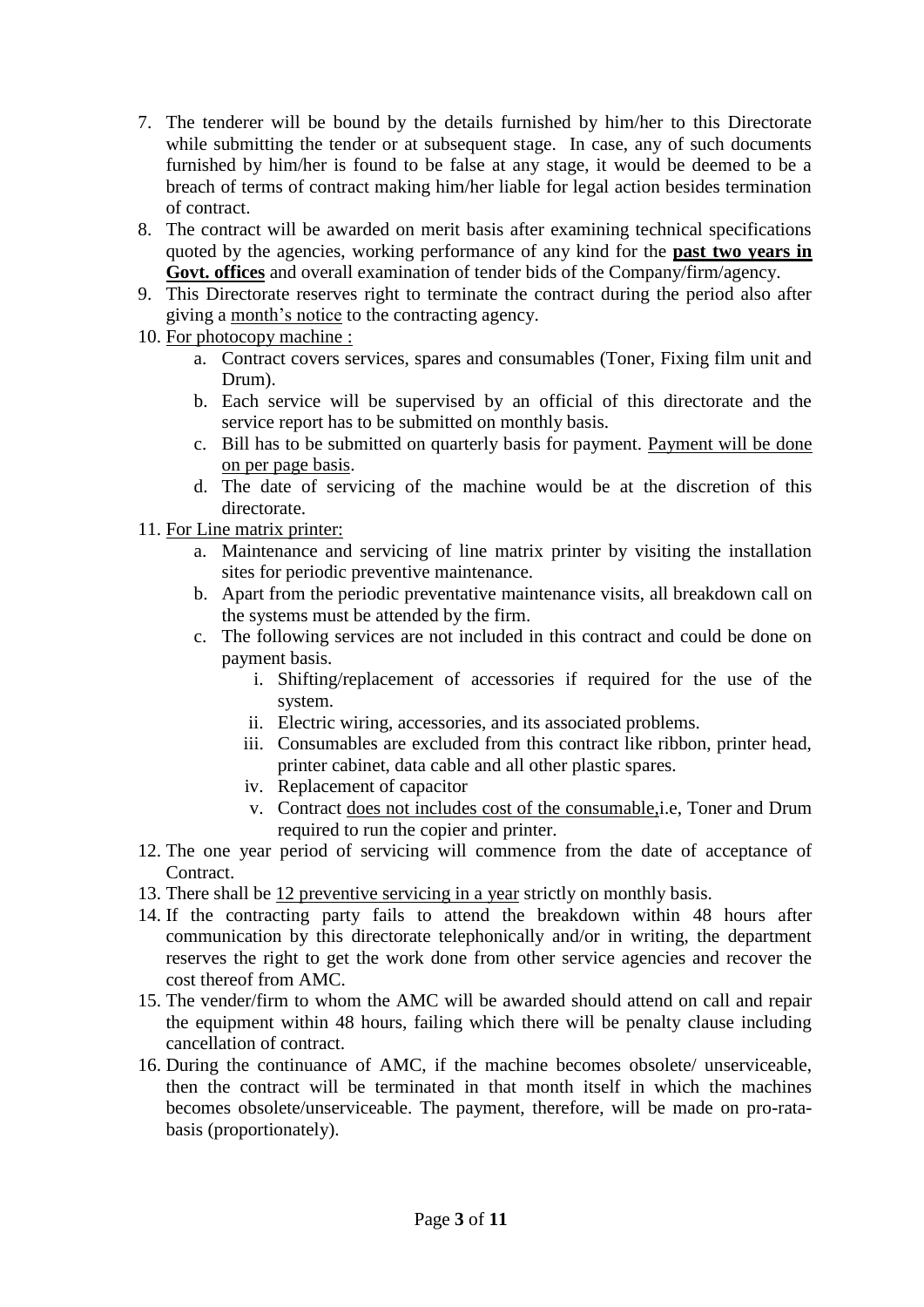7. The tenderer will be bound by the details furnished by him/her to this Directorate while submitting the tender or at subsequent stage. In case, any of such documents furnished by him/her is found to be false at any stage, it would be deemed to be a breach of terms of contract making him/her liable for legal action besides termination of contract.
8. The contract will be awarded on merit basis after examining technical specifications quoted by the agencies, working performance of any kind for the **past two years in Govt. offices** and overall examination of tender bids of the Company/firm/agency.
9. This Directorate reserves right to terminate the contract during the period also after giving a month's notice to the contracting agency.
10. For photocopy machine :
    a. Contract covers services, spares and consumables (Toner, Fixing film unit and Drum).
    b. Each service will be supervised by an official of this directorate and the service report has to be submitted on monthly basis.
    c. Bill has to be submitted on quarterly basis for payment. Payment will be done on per page basis.
    d. The date of servicing of the machine would be at the discretion of this directorate.
11. For Line matrix printer:
    a. Maintenance and servicing of line matrix printer by visiting the installation sites for periodic preventive maintenance.
    b. Apart from the periodic preventative maintenance visits, all breakdown call on the systems must be attended by the firm.
    c. The following services are not included in this contract and could be done on payment basis.
        i. Shifting/replacement of accessories if required for the use of the system.
        ii. Electric wiring, accessories, and its associated problems.
        iii. Consumables are excluded from this contract like ribbon, printer head, printer cabinet, data cable and all other plastic spares.
        iv. Replacement of capacitor
        v. Contract does not includes cost of the consumable,i.e, Toner and Drum required to run the copier and printer.
12. The one year period of servicing will commence from the date of acceptance of Contract.
13. There shall be 12 preventive servicing in a year strictly on monthly basis.
14. If the contracting party fails to attend the breakdown within 48 hours after communication by this directorate telephonically and/or in writing, the department reserves the right to get the work done from other service agencies and recover the cost thereof from AMC.
15. The vender/firm to whom the AMC will be awarded should attend on call and repair the equipment within 48 hours, failing which there will be penalty clause including cancellation of contract.
16. During the continuance of AMC, if the machine becomes obsolete/ unserviceable, then the contract will be terminated in that month itself in which the machines becomes obsolete/unserviceable. The payment, therefore, will be made on pro-rata-basis (proportionately).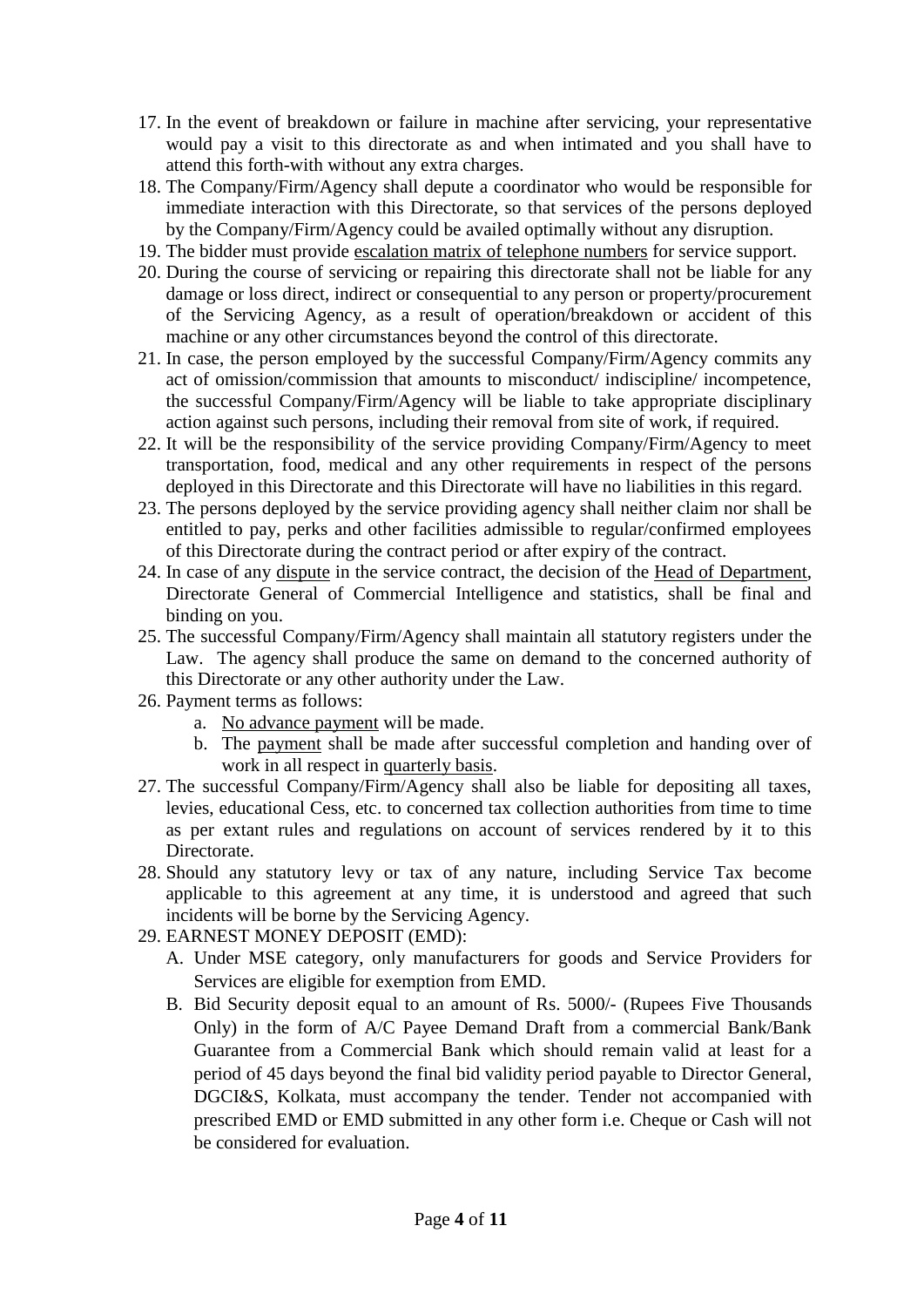17. In the event of breakdown or failure in machine after servicing, your representative would pay a visit to this directorate as and when intimated and you shall have to attend this forth-with without any extra charges.
18. The Company/Firm/Agency shall depute a coordinator who would be responsible for immediate interaction with this Directorate, so that services of the persons deployed by the Company/Firm/Agency could be availed optimally without any disruption.
19. The bidder must provide <u>escalation matrix of telephone numbers</u> for service support.
20. During the course of servicing or repairing this directorate shall not be liable for any damage or loss direct, indirect or consequential to any person or property/procurement of the Servicing Agency, as a result of operation/breakdown or accident of this machine or any other circumstances beyond the control of this directorate.
21. In case, the person employed by the successful Company/Firm/Agency commits any act of omission/commission that amounts to misconduct/ indiscipline/ incompetence, the successful Company/Firm/Agency will be liable to take appropriate disciplinary action against such persons, including their removal from site of work, if required.
22. It will be the responsibility of the service providing Company/Firm/Agency to meet transportation, food, medical and any other requirements in respect of the persons deployed in this Directorate and this Directorate will have no liabilities in this regard.
23. The persons deployed by the service providing agency shall neither claim nor shall be entitled to pay, perks and other facilities admissible to regular/confirmed employees of this Directorate during the contract period or after expiry of the contract.
24. In case of any <u>dispute</u> in the service contract, the decision of the <u>Head of Department</u>, Directorate General of Commercial Intelligence and statistics, shall be final and binding on you.
25. The successful Company/Firm/Agency shall maintain all statutory registers under the Law. The agency shall produce the same on demand to the concerned authority of this Directorate or any other authority under the Law.
26. Payment terms as follows:
    a. <u>No advance payment</u> will be made.
    b. The <u>payment</u> shall be made after successful completion and handing over of work in all respect in <u>quarterly basis</u>.
27. The successful Company/Firm/Agency shall also be liable for depositing all taxes, levies, educational Cess, etc. to concerned tax collection authorities from time to time as per extant rules and regulations on account of services rendered by it to this Directorate.
28. Should any statutory levy or tax of any nature, including Service Tax become applicable to this agreement at any time, it is understood and agreed that such incidents will be borne by the Servicing Agency.
29. EARNEST MONEY DEPOSIT (EMD):
    A. Under MSE category, only manufacturers for goods and Service Providers for Services are eligible for exemption from EMD.
    B. Bid Security deposit equal to an amount of Rs. 5000/- (Rupees Five Thousands Only) in the form of A/C Payee Demand Draft from a commercial Bank/Bank Guarantee from a Commercial Bank which should remain valid at least for a period of 45 days beyond the final bid validity period payable to Director General, DGCI&S, Kolkata, must accompany the tender. Tender not accompanied with prescribed EMD or EMD submitted in any other form i.e. Cheque or Cash will not be considered for evaluation.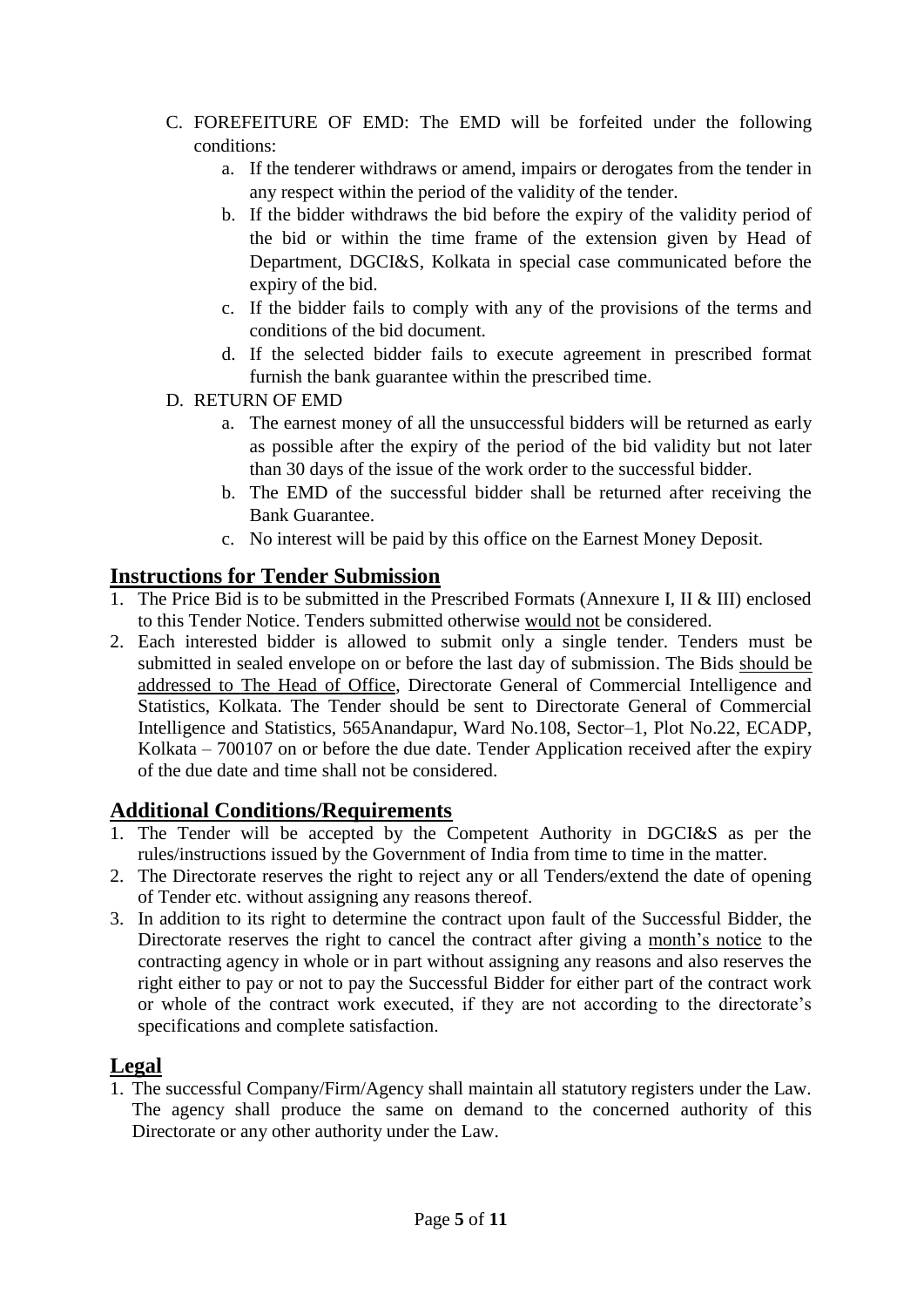C. FOREFEITURE OF EMD: The EMD will be forfeited under the following conditions:

   a. If the tenderer withdraws or amend, impairs or derogates from the tender in any respect within the period of the validity of the tender.
   b. If the bidder withdraws the bid before the expiry of the validity period of the bid or within the time frame of the extension given by Head of Department, DGCI&S, Kolkata in special case communicated before the expiry of the bid.
   c. If the bidder fails to comply with any of the provisions of the terms and conditions of the bid document.
   d. If the selected bidder fails to execute agreement in prescribed format furnish the bank guarantee within the prescribed time.

D. RETURN OF EMD

   a. The earnest money of all the unsuccessful bidders will be returned as early as possible after the expiry of the period of the bid validity but not later than 30 days of the issue of the work order to the successful bidder.
   b. The EMD of the successful bidder shall be returned after receiving the Bank Guarantee.
   c. No interest will be paid by this office on the Earnest Money Deposit.

## Instructions for Tender Submission

1. The Price Bid is to be submitted in the Prescribed Formats (Annexure I, II & III) enclosed to this Tender Notice. Tenders submitted otherwise would not be considered.
2. Each interested bidder is allowed to submit only a single tender. Tenders must be submitted in sealed envelope on or before the last day of submission. The Bids should be addressed to The Head of Office, Directorate General of Commercial Intelligence and Statistics, Kolkata. The Tender should be sent to Directorate General of Commercial Intelligence and Statistics, 565Anandapur, Ward No.108, Sector–1, Plot No.22, ECADP, Kolkata – 700107 on or before the due date. Tender Application received after the expiry of the due date and time shall not be considered.

## Additional Conditions/Requirements

1. The Tender will be accepted by the Competent Authority in DGCI&S as per the rules/instructions issued by the Government of India from time to time in the matter.
2. The Directorate reserves the right to reject any or all Tenders/extend the date of opening of Tender etc. without assigning any reasons thereof.
3. In addition to its right to determine the contract upon fault of the Successful Bidder, the Directorate reserves the right to cancel the contract after giving a month's notice to the contracting agency in whole or in part without assigning any reasons and also reserves the right either to pay or not to pay the Successful Bidder for either part of the contract work or whole of the contract work executed, if they are not according to the directorate's specifications and complete satisfaction.

## Legal

1. The successful Company/Firm/Agency shall maintain all statutory registers under the Law. The agency shall produce the same on demand to the concerned authority of this Directorate or any other authority under the Law.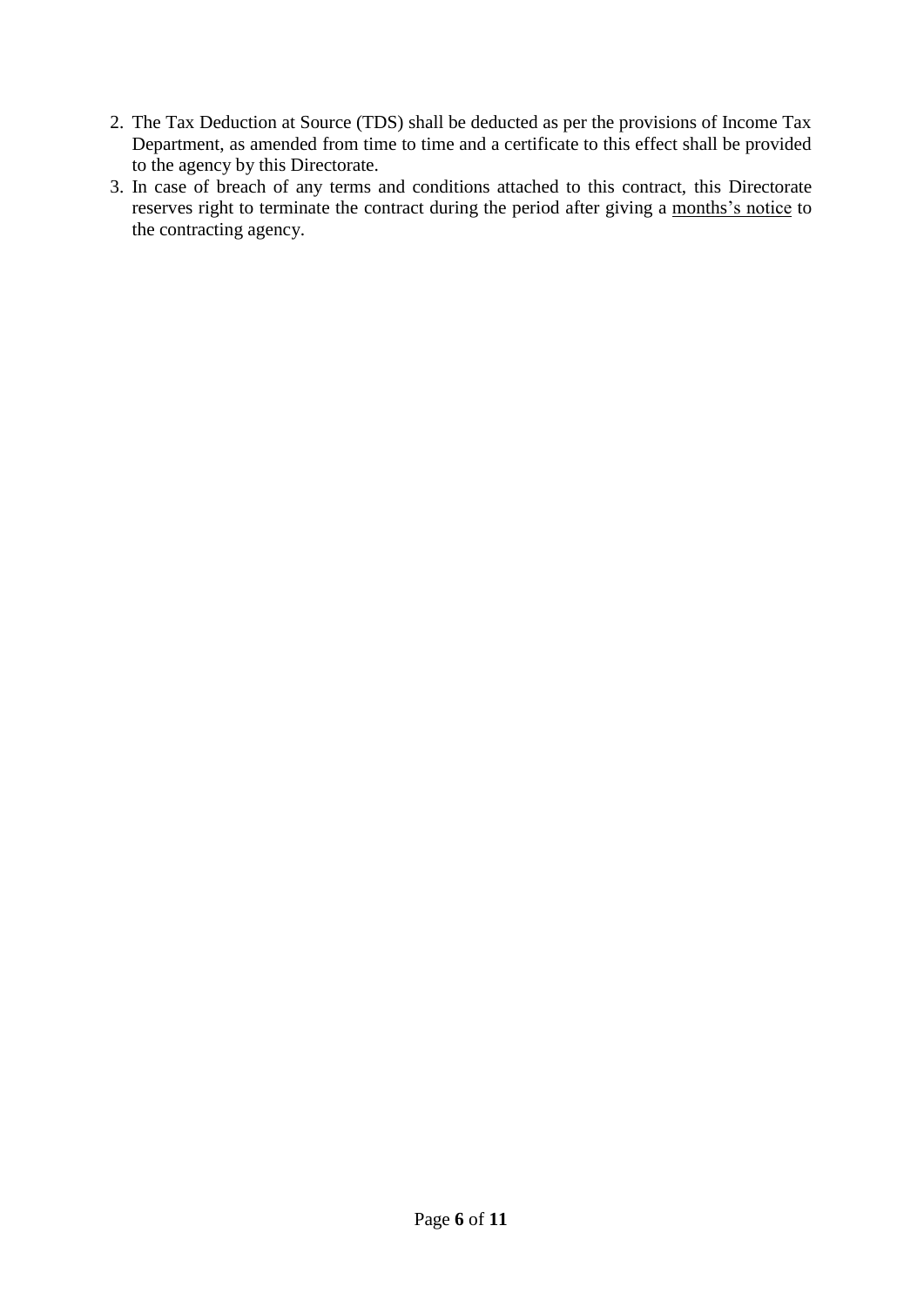2. The Tax Deduction at Source (TDS) shall be deducted as per the provisions of Income Tax Department, as amended from time to time and a certificate to this effect shall be provided to the agency by this Directorate.
3. In case of breach of any terms and conditions attached to this contract, this Directorate reserves right to terminate the contract during the period after giving a <u>months's notice</u> to the contracting agency.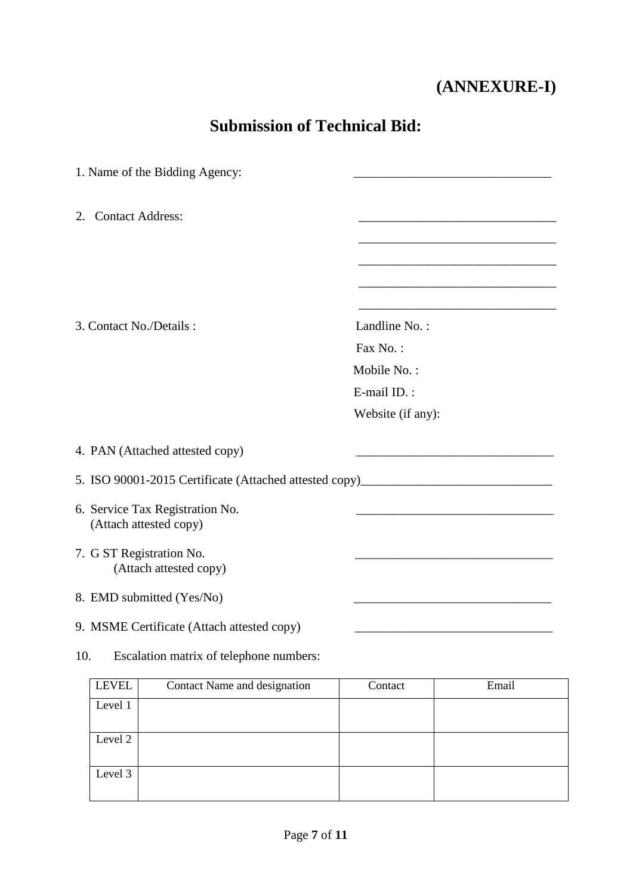**(ANNEXURE-I)**

# Submission of Technical Bid:

1. Name of the Bidding Agency: _______________________________

2. Contact Address: _______________________________
_______________________________
_______________________________
_______________________________
_______________________________

3. Contact No./Details :
   Landline No. :
   Fax No. :
   Mobile No. :
   E-mail ID. :
   Website (if any):

4. PAN (Attached attested copy) _______________________________

5. ISO 90001-2015 Certificate (Attached attested copy)_______________________________

6. Service Tax Registration No. (Attach attested copy) _______________________________

7. G ST Registration No. (Attach attested copy) _______________________________

8. EMD submitted (Yes/No) _______________________________

9. MSME Certificate (Attach attested copy) _______________________________

10. Escalation matrix of telephone numbers:

| LEVEL | Contact Name and designation | Contact | Email |
|---|---|---|---|
| Level 1 | | | |
| Level 2 | | | |
| Level 3 | | | |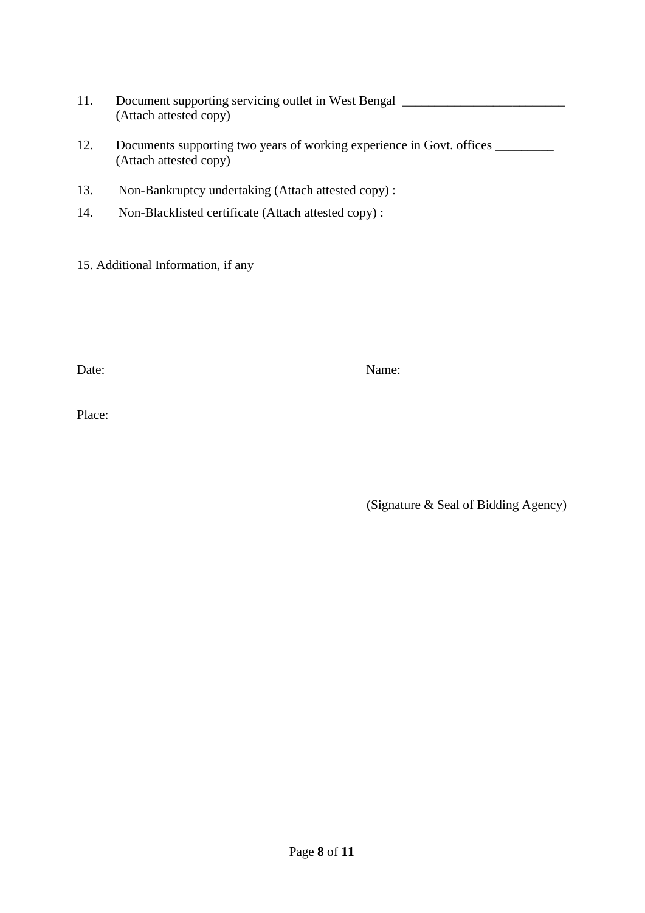11. Document supporting servicing outlet in West Bengal ________________________
    (Attach attested copy)

12. Documents supporting two years of working experience in Govt. offices _________
    (Attach attested copy)

13. Non-Bankruptcy undertaking (Attach attested copy) :

14. Non-Blacklisted certificate (Attach attested copy) :

15. Additional Information, if any

Date: Name:

Place:

(Signature & Seal of Bidding Agency)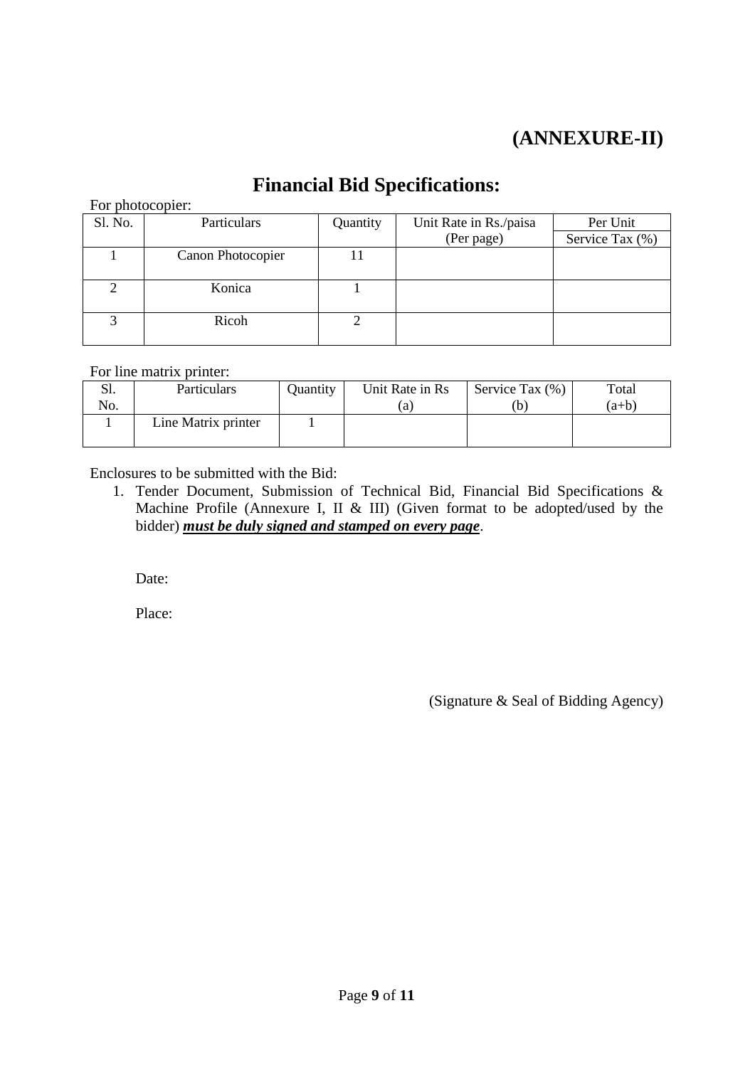# (ANNEXURE-II)

## Financial Bid Specifications:

For photocopier:

| Sl. No. | Particulars | Quantity | Unit Rate in Rs./paisa (Per page) | Per Unit Service Tax (%) |
|---|---|---|---|---|
| 1 | Canon Photocopier | 11 | | |
| 2 | Konica | 1 | | |
| 3 | Ricoh | 2 | | |

For line matrix printer:

| Sl. No. | Particulars | Quantity | Unit Rate in Rs (a) | Service Tax (%) (b) | Total (a+b) |
|---|---|---|---|---|---|
| 1 | Line Matrix printer | 1 | | | |

Enclosures to be submitted with the Bid:

1. Tender Document, Submission of Technical Bid, Financial Bid Specifications & Machine Profile (Annexure I, II & III) (Given format to be adopted/used by the bidder) ***must be duly signed and stamped on every page***.

Date:

Place:

(Signature & Seal of Bidding Agency)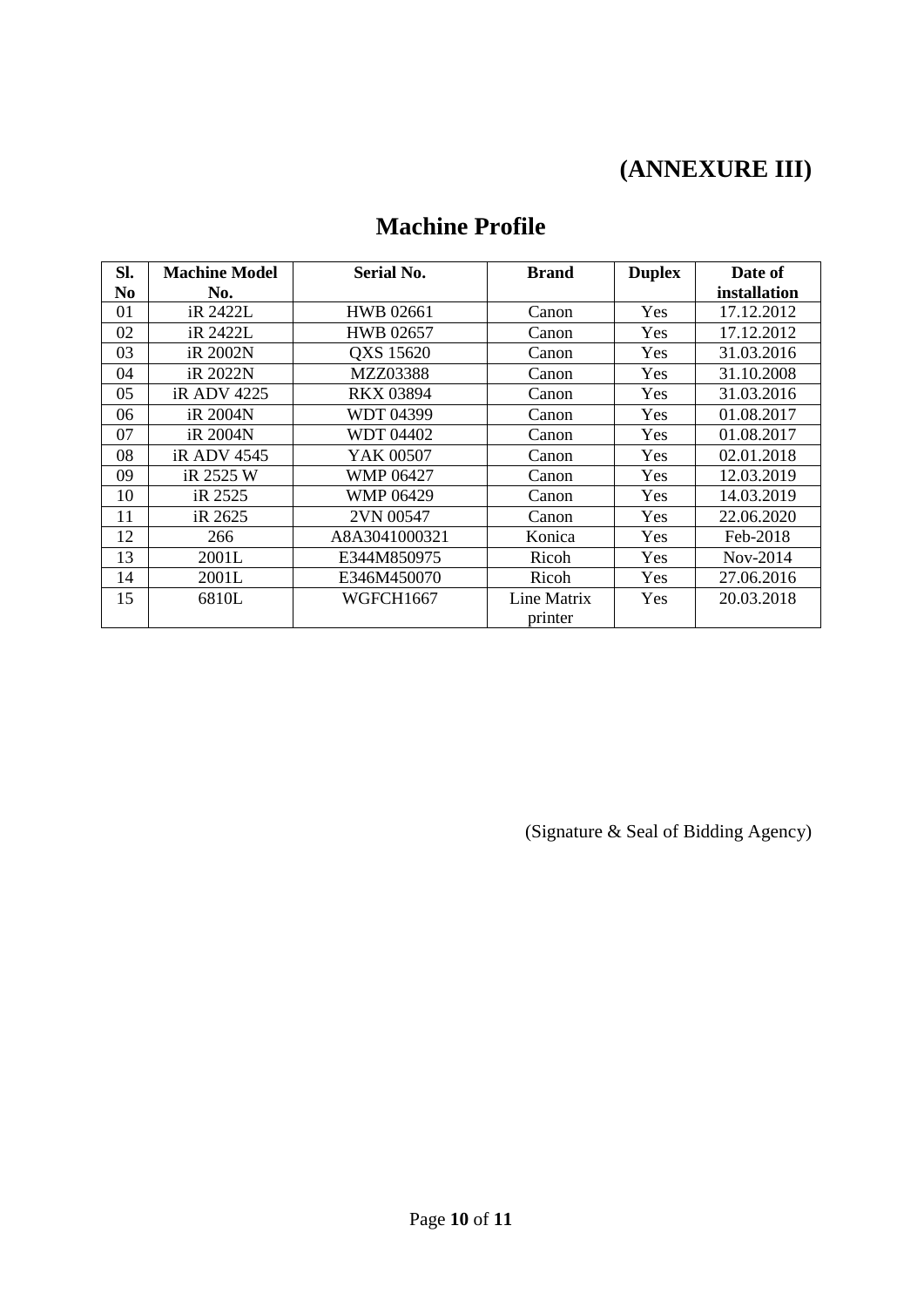# (ANNEXURE III)

## Machine Profile

| Sl. No | Machine Model No. | Serial No. | Brand | Duplex | Date of installation |
|---|---|---|---|---|---|
| 01 | iR 2422L | HWB 02661 | Canon | Yes | 17.12.2012 |
| 02 | iR 2422L | HWB 02657 | Canon | Yes | 17.12.2012 |
| 03 | iR 2002N | QXS 15620 | Canon | Yes | 31.03.2016 |
| 04 | iR 2022N | MZZ03388 | Canon | Yes | 31.10.2008 |
| 05 | iR ADV 4225 | RKX 03894 | Canon | Yes | 31.03.2016 |
| 06 | iR 2004N | WDT 04399 | Canon | Yes | 01.08.2017 |
| 07 | iR 2004N | WDT 04402 | Canon | Yes | 01.08.2017 |
| 08 | iR ADV 4545 | YAK 00507 | Canon | Yes | 02.01.2018 |
| 09 | iR 2525 W | WMP 06427 | Canon | Yes | 12.03.2019 |
| 10 | iR 2525 | WMP 06429 | Canon | Yes | 14.03.2019 |
| 11 | iR 2625 | 2VN 00547 | Canon | Yes | 22.06.2020 |
| 12 | 266 | A8A3041000321 | Konica | Yes | Feb-2018 |
| 13 | 2001L | E344M850975 | Ricoh | Yes | Nov-2014 |
| 14 | 2001L | E346M450070 | Ricoh | Yes | 27.06.2016 |
| 15 | 6810L | WGFCH1667 | Line Matrix printer | Yes | 20.03.2018 |

(Signature & Seal of Bidding Agency)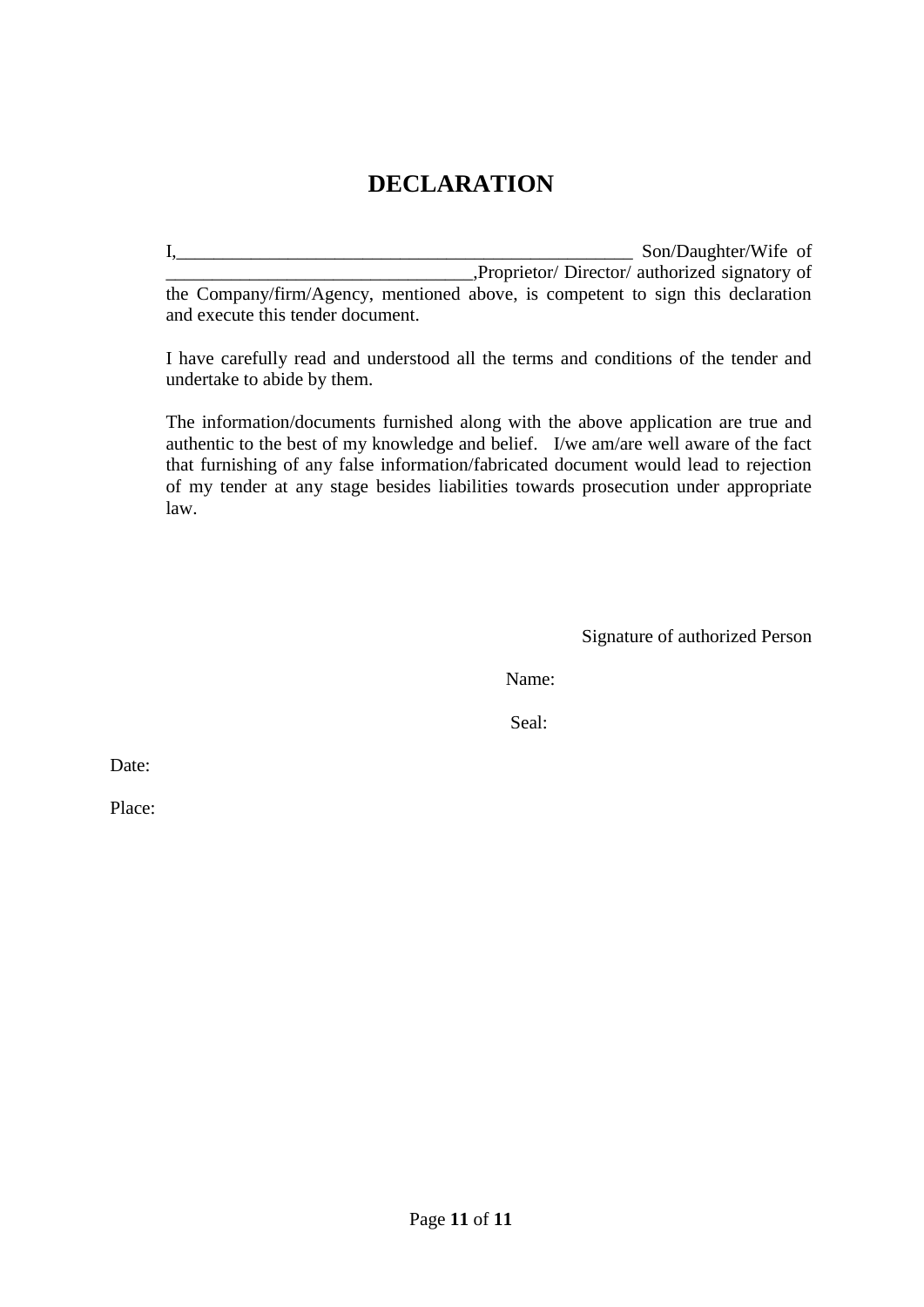# DECLARATION

I,\_\_\_\_\_\_\_\_\_\_\_\_\_\_\_\_\_\_\_\_\_\_\_\_\_\_\_\_\_\_\_\_\_\_\_\_\_\_\_\_\_\_\_\_\_\_\_\_\_\_ Son/Daughter/Wife of \_\_\_\_\_\_\_\_\_\_\_\_\_\_\_\_\_\_\_\_\_\_\_\_\_\_\_\_\_\_\_\_\_,Proprietor/ Director/ authorized signatory of the Company/firm/Agency, mentioned above, is competent to sign this declaration and execute this tender document.

I have carefully read and understood all the terms and conditions of the tender and undertake to abide by them.

The information/documents furnished along with the above application are true and authentic to the best of my knowledge and belief. I/we am/are well aware of the fact that furnishing of any false information/fabricated document would lead to rejection of my tender at any stage besides liabilities towards prosecution under appropriate law.

Signature of authorized Person

Name:

Seal:

Date:

Place: